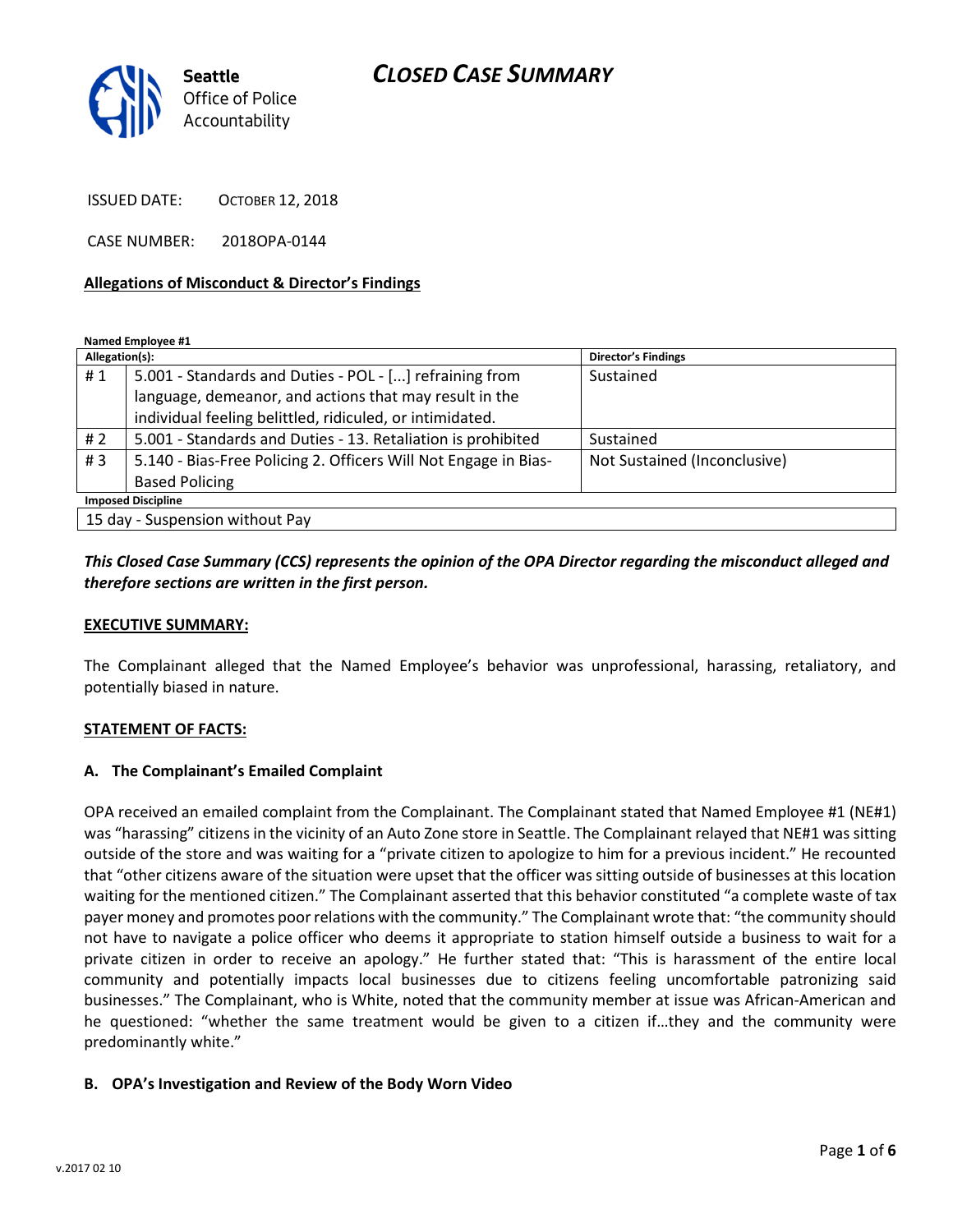Seattle Office of Police Accountability

# CLOSED CASE SUMMARY

ISSUED DATE: OCTOBER 12, 2018

CASE NUMBER: 2018OPA-0144

**Allegations of Misconduct & Director's Findings**

**Named Employee #1**

| Allegation(s): | | Director's Findings |
|---|---|---|
| # 1 | 5.001 - Standards and Duties - POL - [...] refraining from language, demeanor, and actions that may result in the individual feeling belittled, ridiculed, or intimidated. | Sustained |
| # 2 | 5.001 - Standards and Duties - 13. Retaliation is prohibited | Sustained |
| # 3 | 5.140 - Bias-Free Policing 2. Officers Will Not Engage in Bias-Based Policing | Not Sustained (Inconclusive) |
| **Imposed Discipline** | | |
| 15 day - Suspension without Pay | | |

***This Closed Case Summary (CCS) represents the opinion of the OPA Director regarding the misconduct alleged and therefore sections are written in the first person.***

**EXECUTIVE SUMMARY:**

The Complainant alleged that the Named Employee's behavior was unprofessional, harassing, retaliatory, and potentially biased in nature.

**STATEMENT OF FACTS:**

**A. The Complainant's Emailed Complaint**

OPA received an emailed complaint from the Complainant. The Complainant stated that Named Employee #1 (NE#1) was "harassing" citizens in the vicinity of an Auto Zone store in Seattle. The Complainant relayed that NE#1 was sitting outside of the store and was waiting for a "private citizen to apologize to him for a previous incident." He recounted that "other citizens aware of the situation were upset that the officer was sitting outside of businesses at this location waiting for the mentioned citizen." The Complainant asserted that this behavior constituted "a complete waste of tax payer money and promotes poor relations with the community." The Complainant wrote that: "the community should not have to navigate a police officer who deems it appropriate to station himself outside a business to wait for a private citizen in order to receive an apology." He further stated that: "This is harassment of the entire local community and potentially impacts local businesses due to citizens feeling uncomfortable patronizing said businesses." The Complainant, who is White, noted that the community member at issue was African-American and he questioned: "whether the same treatment would be given to a citizen if…they and the community were predominantly white."

**B. OPA's Investigation and Review of the Body Worn Video**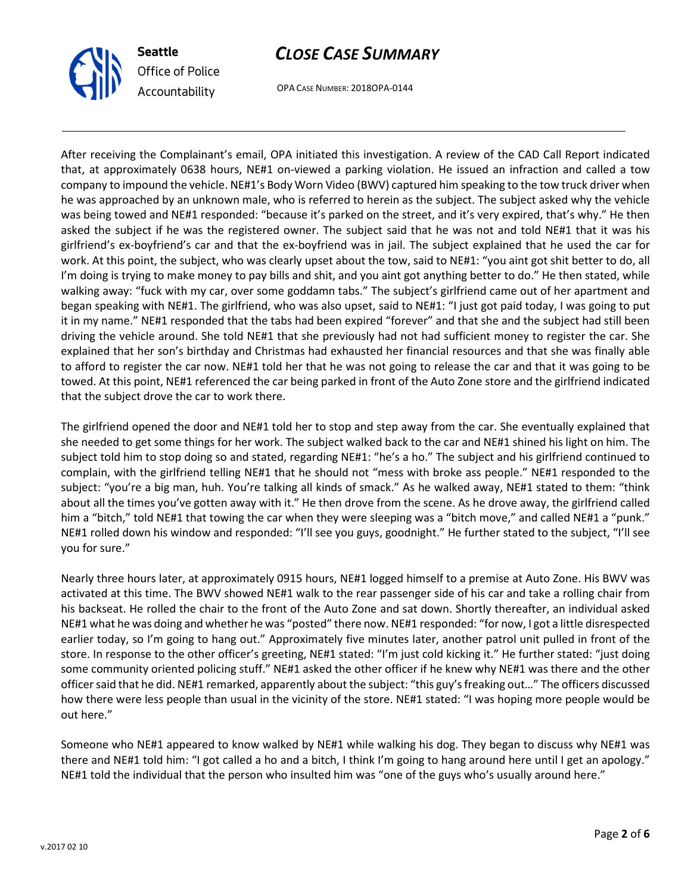After receiving the Complainant's email, OPA initiated this investigation. A review of the CAD Call Report indicated that, at approximately 0638 hours, NE#1 on-viewed a parking violation. He issued an infraction and called a tow company to impound the vehicle. NE#1's Body Worn Video (BWV) captured him speaking to the tow truck driver when he was approached by an unknown male, who is referred to herein as the subject. The subject asked why the vehicle was being towed and NE#1 responded: "because it's parked on the street, and it's very expired, that's why." He then asked the subject if he was the registered owner. The subject said that he was not and told NE#1 that it was his girlfriend's ex-boyfriend's car and that the ex-boyfriend was in jail. The subject explained that he used the car for work. At this point, the subject, who was clearly upset about the tow, said to NE#1: "you aint got shit better to do, all I'm doing is trying to make money to pay bills and shit, and you aint got anything better to do." He then stated, while walking away: "fuck with my car, over some goddamn tabs." The subject's girlfriend came out of her apartment and began speaking with NE#1. The girlfriend, who was also upset, said to NE#1: "I just got paid today, I was going to put it in my name." NE#1 responded that the tabs had been expired "forever" and that she and the subject had still been driving the vehicle around. She told NE#1 that she previously had not had sufficient money to register the car. She explained that her son's birthday and Christmas had exhausted her financial resources and that she was finally able to afford to register the car now. NE#1 told her that he was not going to release the car and that it was going to be towed. At this point, NE#1 referenced the car being parked in front of the Auto Zone store and the girlfriend indicated that the subject drove the car to work there.

The girlfriend opened the door and NE#1 told her to stop and step away from the car. She eventually explained that she needed to get some things for her work. The subject walked back to the car and NE#1 shined his light on him. The subject told him to stop doing so and stated, regarding NE#1: "he's a ho." The subject and his girlfriend continued to complain, with the girlfriend telling NE#1 that he should not "mess with broke ass people." NE#1 responded to the subject: "you're a big man, huh. You're talking all kinds of smack." As he walked away, NE#1 stated to them: "think about all the times you've gotten away with it." He then drove from the scene. As he drove away, the girlfriend called him a "bitch," told NE#1 that towing the car when they were sleeping was a "bitch move," and called NE#1 a "punk." NE#1 rolled down his window and responded: "I'll see you guys, goodnight." He further stated to the subject, "I'll see you for sure."

Nearly three hours later, at approximately 0915 hours, NE#1 logged himself to a premise at Auto Zone. His BWV was activated at this time. The BWV showed NE#1 walk to the rear passenger side of his car and take a rolling chair from his backseat. He rolled the chair to the front of the Auto Zone and sat down. Shortly thereafter, an individual asked NE#1 what he was doing and whether he was "posted" there now. NE#1 responded: "for now, I got a little disrespected earlier today, so I'm going to hang out." Approximately five minutes later, another patrol unit pulled in front of the store. In response to the other officer's greeting, NE#1 stated: "I'm just cold kicking it." He further stated: "just doing some community oriented policing stuff." NE#1 asked the other officer if he knew why NE#1 was there and the other officer said that he did. NE#1 remarked, apparently about the subject: "this guy's freaking out…" The officers discussed how there were less people than usual in the vicinity of the store. NE#1 stated: "I was hoping more people would be out here."

Someone who NE#1 appeared to know walked by NE#1 while walking his dog. They began to discuss why NE#1 was there and NE#1 told him: "I got called a ho and a bitch, I think I'm going to hang around here until I get an apology." NE#1 told the individual that the person who insulted him was "one of the guys who's usually around here."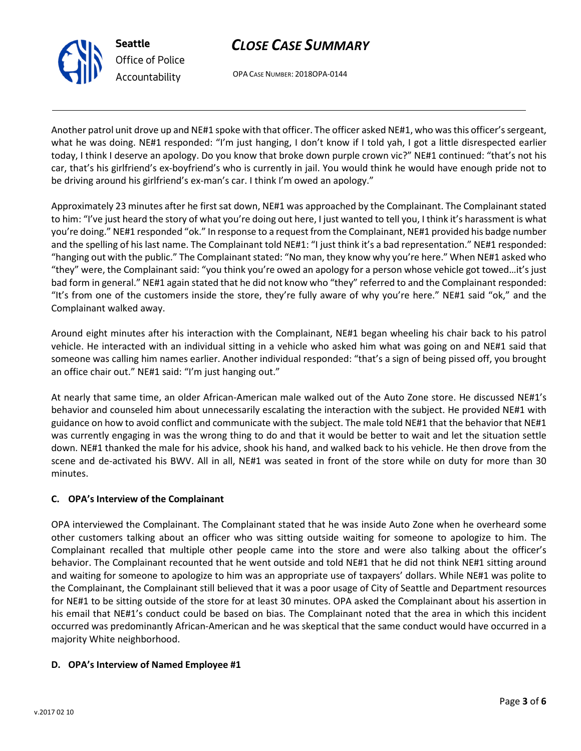Another patrol unit drove up and NE#1 spoke with that officer. The officer asked NE#1, who was this officer's sergeant, what he was doing. NE#1 responded: "I'm just hanging, I don't know if I told yah, I got a little disrespected earlier today, I think I deserve an apology. Do you know that broke down purple crown vic?" NE#1 continued: "that's not his car, that's his girlfriend's ex-boyfriend's who is currently in jail. You would think he would have enough pride not to be driving around his girlfriend's ex-man's car. I think I'm owed an apology."

Approximately 23 minutes after he first sat down, NE#1 was approached by the Complainant. The Complainant stated to him: "I've just heard the story of what you're doing out here, I just wanted to tell you, I think it's harassment is what you're doing." NE#1 responded "ok." In response to a request from the Complainant, NE#1 provided his badge number and the spelling of his last name. The Complainant told NE#1: "I just think it's a bad representation." NE#1 responded: "hanging out with the public." The Complainant stated: "No man, they know why you're here." When NE#1 asked who "they" were, the Complainant said: "you think you're owed an apology for a person whose vehicle got towed…it's just bad form in general." NE#1 again stated that he did not know who "they" referred to and the Complainant responded: "It's from one of the customers inside the store, they're fully aware of why you're here." NE#1 said "ok," and the Complainant walked away.

Around eight minutes after his interaction with the Complainant, NE#1 began wheeling his chair back to his patrol vehicle. He interacted with an individual sitting in a vehicle who asked him what was going on and NE#1 said that someone was calling him names earlier. Another individual responded: "that's a sign of being pissed off, you brought an office chair out." NE#1 said: "I'm just hanging out."

At nearly that same time, an older African-American male walked out of the Auto Zone store. He discussed NE#1's behavior and counseled him about unnecessarily escalating the interaction with the subject. He provided NE#1 with guidance on how to avoid conflict and communicate with the subject. The male told NE#1 that the behavior that NE#1 was currently engaging in was the wrong thing to do and that it would be better to wait and let the situation settle down. NE#1 thanked the male for his advice, shook his hand, and walked back to his vehicle. He then drove from the scene and de-activated his BWV. All in all, NE#1 was seated in front of the store while on duty for more than 30 minutes.

### C. OPA's Interview of the Complainant

OPA interviewed the Complainant. The Complainant stated that he was inside Auto Zone when he overheard some other customers talking about an officer who was sitting outside waiting for someone to apologize to him. The Complainant recalled that multiple other people came into the store and were also talking about the officer's behavior. The Complainant recounted that he went outside and told NE#1 that he did not think NE#1 sitting around and waiting for someone to apologize to him was an appropriate use of taxpayers' dollars. While NE#1 was polite to the Complainant, the Complainant still believed that it was a poor usage of City of Seattle and Department resources for NE#1 to be sitting outside of the store for at least 30 minutes. OPA asked the Complainant about his assertion in his email that NE#1's conduct could be based on bias. The Complainant noted that the area in which this incident occurred was predominantly African-American and he was skeptical that the same conduct would have occurred in a majority White neighborhood.

### D. OPA's Interview of Named Employee #1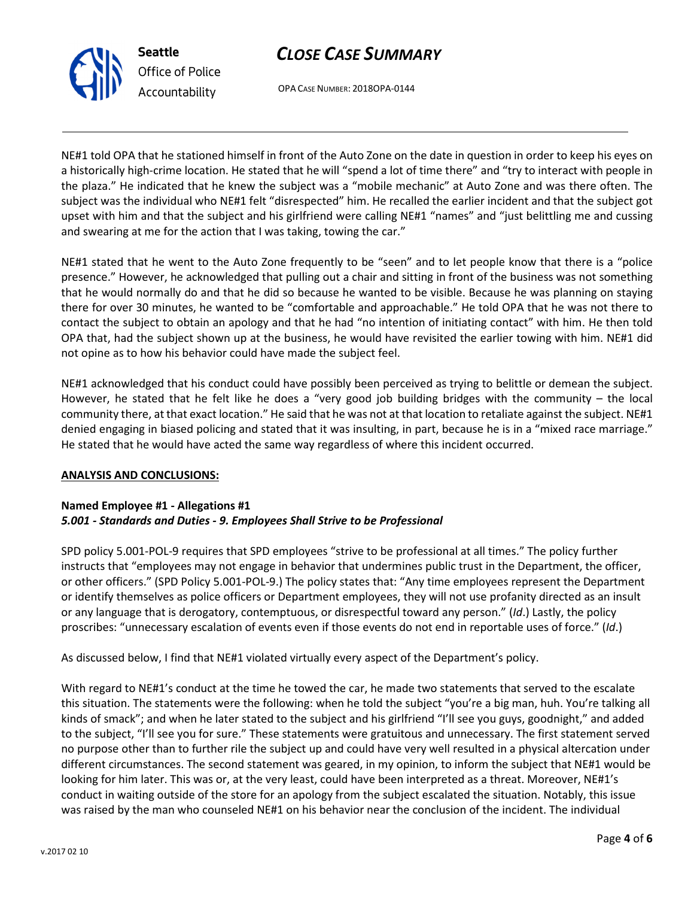NE#1 told OPA that he stationed himself in front of the Auto Zone on the date in question in order to keep his eyes on a historically high-crime location. He stated that he will "spend a lot of time there" and "try to interact with people in the plaza." He indicated that he knew the subject was a "mobile mechanic" at Auto Zone and was there often. The subject was the individual who NE#1 felt "disrespected" him. He recalled the earlier incident and that the subject got upset with him and that the subject and his girlfriend were calling NE#1 "names" and "just belittling me and cussing and swearing at me for the action that I was taking, towing the car."

NE#1 stated that he went to the Auto Zone frequently to be "seen" and to let people know that there is a "police presence." However, he acknowledged that pulling out a chair and sitting in front of the business was not something that he would normally do and that he did so because he wanted to be visible. Because he was planning on staying there for over 30 minutes, he wanted to be "comfortable and approachable." He told OPA that he was not there to contact the subject to obtain an apology and that he had "no intention of initiating contact" with him. He then told OPA that, had the subject shown up at the business, he would have revisited the earlier towing with him. NE#1 did not opine as to how his behavior could have made the subject feel.

NE#1 acknowledged that his conduct could have possibly been perceived as trying to belittle or demean the subject. However, he stated that he felt like he does a "very good job building bridges with the community – the local community there, at that exact location." He said that he was not at that location to retaliate against the subject. NE#1 denied engaging in biased policing and stated that it was insulting, in part, because he is in a "mixed race marriage." He stated that he would have acted the same way regardless of where this incident occurred.

**ANALYSIS AND CONCLUSIONS:**

**Named Employee #1 - Allegations #1**
***5.001 - Standards and Duties - 9. Employees Shall Strive to be Professional***

SPD policy 5.001-POL-9 requires that SPD employees "strive to be professional at all times." The policy further instructs that "employees may not engage in behavior that undermines public trust in the Department, the officer, or other officers." (SPD Policy 5.001-POL-9.) The policy states that: "Any time employees represent the Department or identify themselves as police officers or Department employees, they will not use profanity directed as an insult or any language that is derogatory, contemptuous, or disrespectful toward any person." (*Id*.) Lastly, the policy proscribes: "unnecessary escalation of events even if those events do not end in reportable uses of force." (*Id*.)

As discussed below, I find that NE#1 violated virtually every aspect of the Department's policy.

With regard to NE#1's conduct at the time he towed the car, he made two statements that served to the escalate this situation. The statements were the following: when he told the subject "you're a big man, huh. You're talking all kinds of smack"; and when he later stated to the subject and his girlfriend "I'll see you guys, goodnight," and added to the subject, "I'll see you for sure." These statements were gratuitous and unnecessary. The first statement served no purpose other than to further rile the subject up and could have very well resulted in a physical altercation under different circumstances. The second statement was geared, in my opinion, to inform the subject that NE#1 would be looking for him later. This was or, at the very least, could have been interpreted as a threat. Moreover, NE#1's conduct in waiting outside of the store for an apology from the subject escalated the situation. Notably, this issue was raised by the man who counseled NE#1 on his behavior near the conclusion of the incident. The individual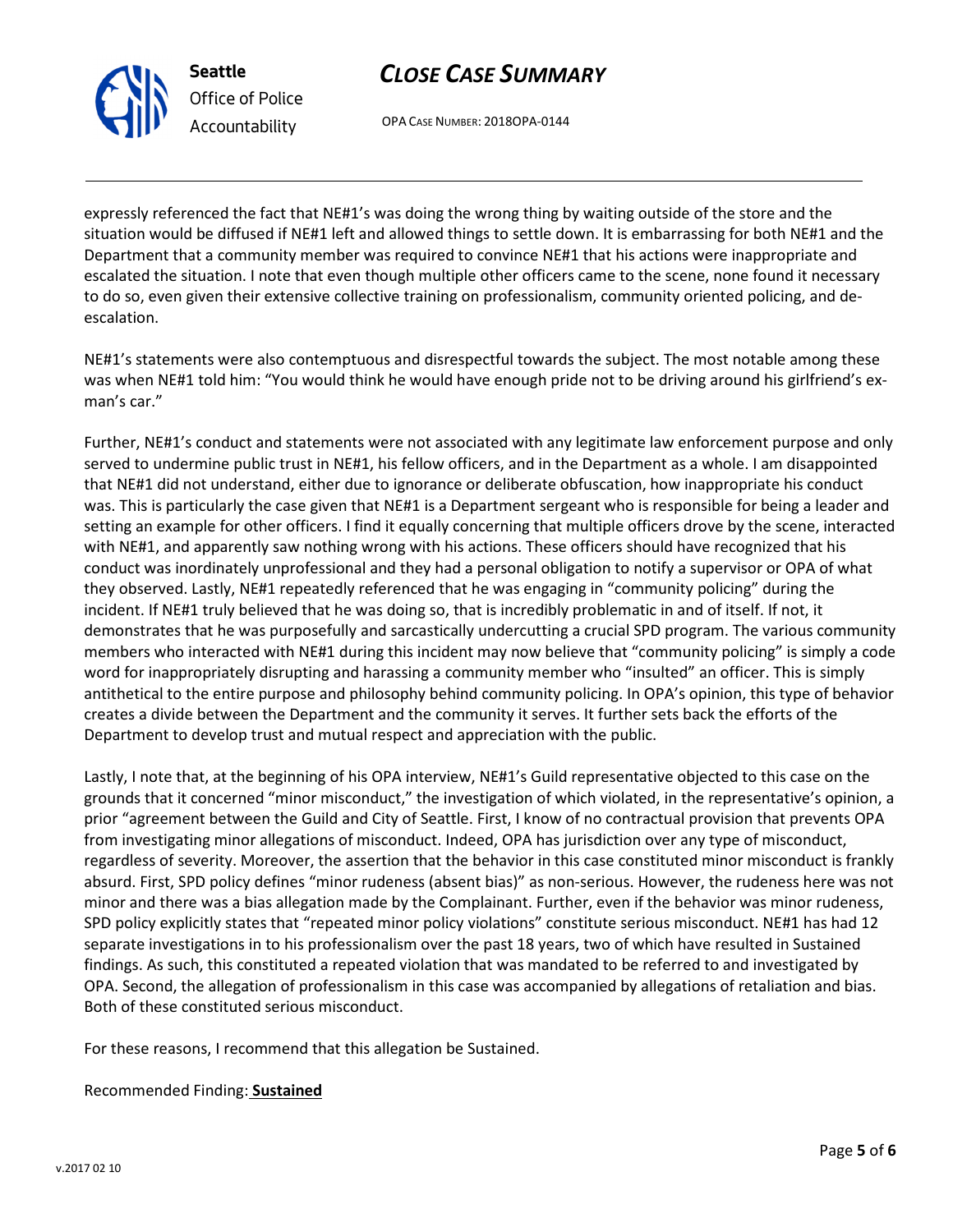expressly referenced the fact that NE#1's was doing the wrong thing by waiting outside of the store and the situation would be diffused if NE#1 left and allowed things to settle down. It is embarrassing for both NE#1 and the Department that a community member was required to convince NE#1 that his actions were inappropriate and escalated the situation. I note that even though multiple other officers came to the scene, none found it necessary to do so, even given their extensive collective training on professionalism, community oriented policing, and de-escalation.

NE#1's statements were also contemptuous and disrespectful towards the subject. The most notable among these was when NE#1 told him: "You would think he would have enough pride not to be driving around his girlfriend's ex-man's car."

Further, NE#1's conduct and statements were not associated with any legitimate law enforcement purpose and only served to undermine public trust in NE#1, his fellow officers, and in the Department as a whole. I am disappointed that NE#1 did not understand, either due to ignorance or deliberate obfuscation, how inappropriate his conduct was. This is particularly the case given that NE#1 is a Department sergeant who is responsible for being a leader and setting an example for other officers. I find it equally concerning that multiple officers drove by the scene, interacted with NE#1, and apparently saw nothing wrong with his actions. These officers should have recognized that his conduct was inordinately unprofessional and they had a personal obligation to notify a supervisor or OPA of what they observed. Lastly, NE#1 repeatedly referenced that he was engaging in "community policing" during the incident. If NE#1 truly believed that he was doing so, that is incredibly problematic in and of itself. If not, it demonstrates that he was purposefully and sarcastically undercutting a crucial SPD program. The various community members who interacted with NE#1 during this incident may now believe that "community policing" is simply a code word for inappropriately disrupting and harassing a community member who "insulted" an officer. This is simply antithetical to the entire purpose and philosophy behind community policing. In OPA's opinion, this type of behavior creates a divide between the Department and the community it serves. It further sets back the efforts of the Department to develop trust and mutual respect and appreciation with the public.

Lastly, I note that, at the beginning of his OPA interview, NE#1's Guild representative objected to this case on the grounds that it concerned "minor misconduct," the investigation of which violated, in the representative's opinion, a prior "agreement between the Guild and City of Seattle. First, I know of no contractual provision that prevents OPA from investigating minor allegations of misconduct. Indeed, OPA has jurisdiction over any type of misconduct, regardless of severity. Moreover, the assertion that the behavior in this case constituted minor misconduct is frankly absurd. First, SPD policy defines "minor rudeness (absent bias)" as non-serious. However, the rudeness here was not minor and there was a bias allegation made by the Complainant. Further, even if the behavior was minor rudeness, SPD policy explicitly states that "repeated minor policy violations" constitute serious misconduct. NE#1 has had 12 separate investigations in to his professionalism over the past 18 years, two of which have resulted in Sustained findings. As such, this constituted a repeated violation that was mandated to be referred to and investigated by OPA. Second, the allegation of professionalism in this case was accompanied by allegations of retaliation and bias. Both of these constituted serious misconduct.

For these reasons, I recommend that this allegation be Sustained.

Recommended Finding: **Sustained**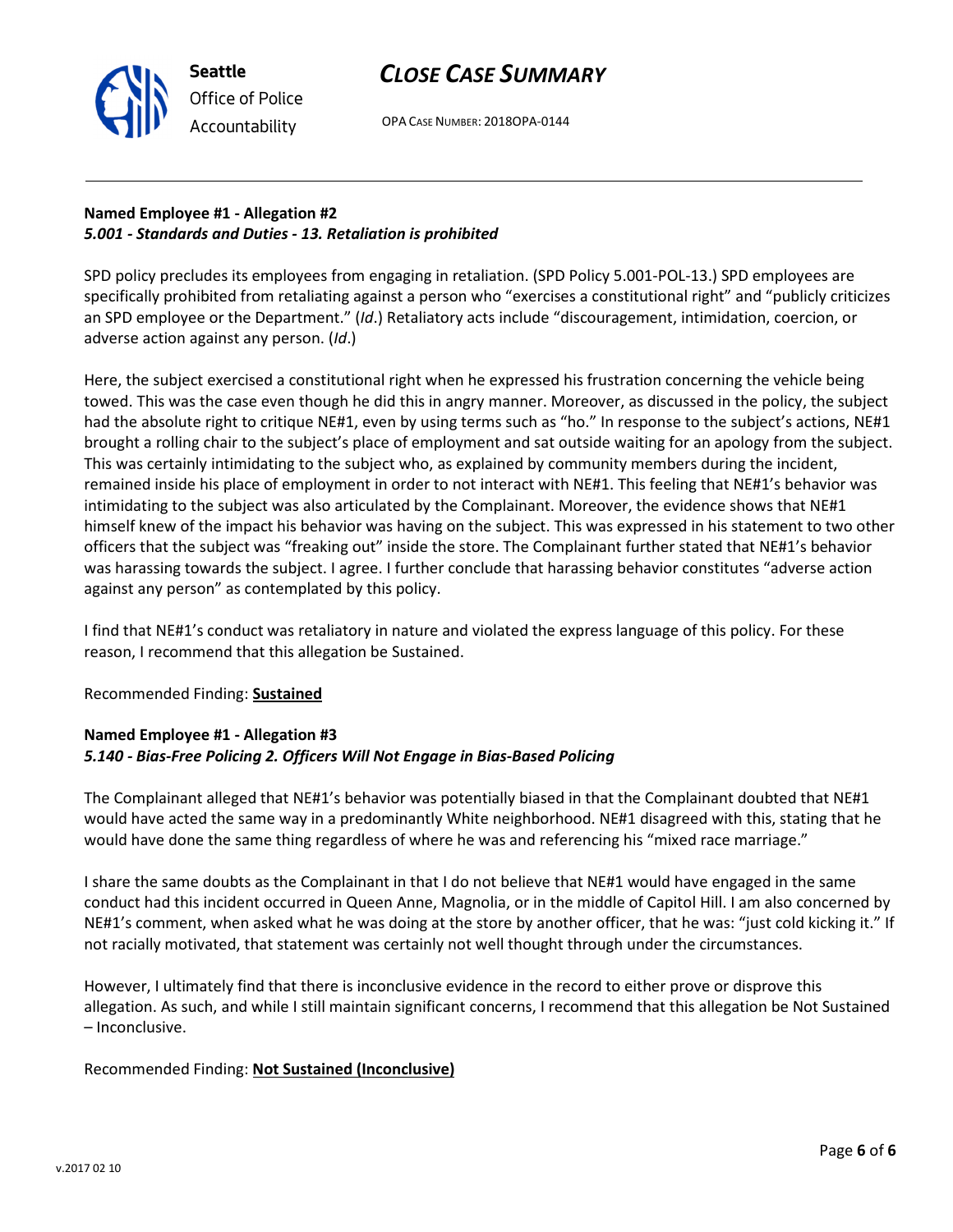**Named Employee #1 - Allegation #2**
***5.001 - Standards and Duties - 13. Retaliation is prohibited***

SPD policy precludes its employees from engaging in retaliation. (SPD Policy 5.001-POL-13.) SPD employees are specifically prohibited from retaliating against a person who "exercises a constitutional right" and "publicly criticizes an SPD employee or the Department." (*Id*.) Retaliatory acts include "discouragement, intimidation, coercion, or adverse action against any person. (*Id*.)

Here, the subject exercised a constitutional right when he expressed his frustration concerning the vehicle being towed. This was the case even though he did this in angry manner. Moreover, as discussed in the policy, the subject had the absolute right to critique NE#1, even by using terms such as "ho." In response to the subject's actions, NE#1 brought a rolling chair to the subject's place of employment and sat outside waiting for an apology from the subject. This was certainly intimidating to the subject who, as explained by community members during the incident, remained inside his place of employment in order to not interact with NE#1. This feeling that NE#1's behavior was intimidating to the subject was also articulated by the Complainant. Moreover, the evidence shows that NE#1 himself knew of the impact his behavior was having on the subject. This was expressed in his statement to two other officers that the subject was "freaking out" inside the store. The Complainant further stated that NE#1's behavior was harassing towards the subject. I agree. I further conclude that harassing behavior constitutes "adverse action against any person" as contemplated by this policy.

I find that NE#1's conduct was retaliatory in nature and violated the express language of this policy. For these reason, I recommend that this allegation be Sustained.

Recommended Finding: **Sustained**

**Named Employee #1 - Allegation #3**
***5.140 - Bias-Free Policing 2. Officers Will Not Engage in Bias-Based Policing***

The Complainant alleged that NE#1's behavior was potentially biased in that the Complainant doubted that NE#1 would have acted the same way in a predominantly White neighborhood. NE#1 disagreed with this, stating that he would have done the same thing regardless of where he was and referencing his "mixed race marriage."

I share the same doubts as the Complainant in that I do not believe that NE#1 would have engaged in the same conduct had this incident occurred in Queen Anne, Magnolia, or in the middle of Capitol Hill. I am also concerned by NE#1's comment, when asked what he was doing at the store by another officer, that he was: "just cold kicking it." If not racially motivated, that statement was certainly not well thought through under the circumstances.

However, I ultimately find that there is inconclusive evidence in the record to either prove or disprove this allegation. As such, and while I still maintain significant concerns, I recommend that this allegation be Not Sustained – Inconclusive.

Recommended Finding: **Not Sustained (Inconclusive)**